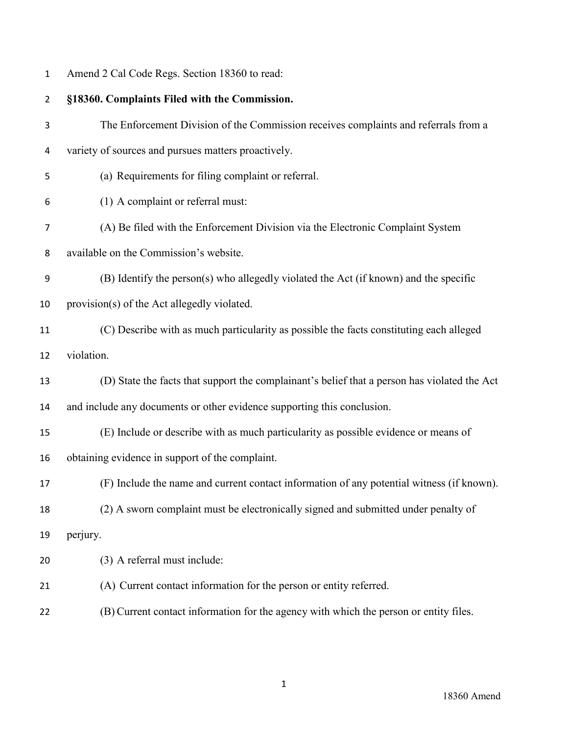Amend 2 Cal Code Regs. Section 18360 to read:

**§18360. Complaints Filed with the Commission.**

The Enforcement Division of the Commission receives complaints and referrals from a variety of sources and pursues matters proactively.

(a) Requirements for filing complaint or referral.

(1) A complaint or referral must:

(A) Be filed with the Enforcement Division via the Electronic Complaint System available on the Commission's website.

(B) Identify the person(s) who allegedly violated the Act (if known) and the specific provision(s) of the Act allegedly violated.

(C) Describe with as much particularity as possible the facts constituting each alleged violation.

(D) State the facts that support the complainant's belief that a person has violated the Act and include any documents or other evidence supporting this conclusion.

(E) Include or describe with as much particularity as possible evidence or means of obtaining evidence in support of the complaint.

(F) Include the name and current contact information of any potential witness (if known).

(2) A sworn complaint must be electronically signed and submitted under penalty of perjury.

(3) A referral must include:

(A) Current contact information for the person or entity referred.

(B) Current contact information for the agency with which the person or entity files.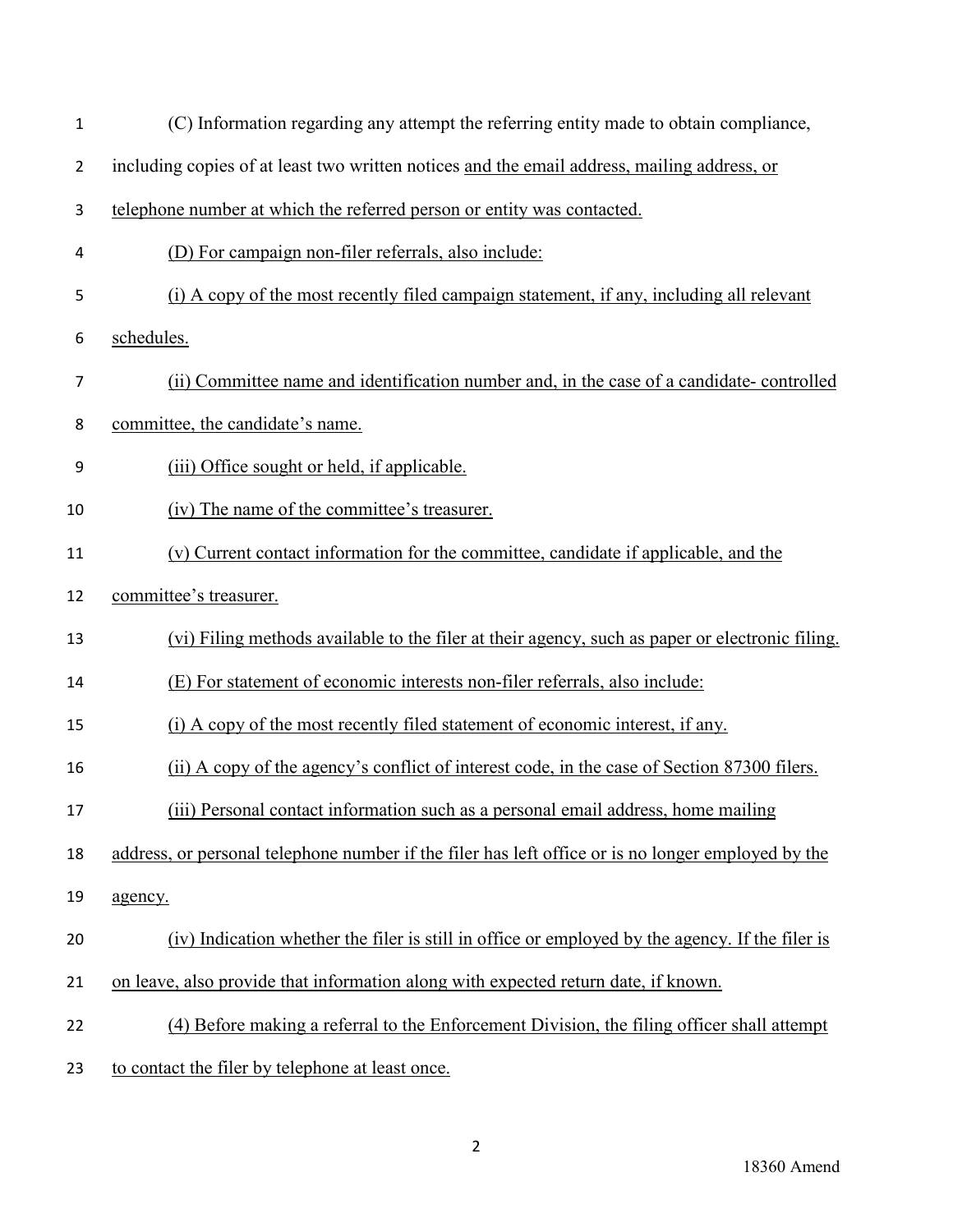(C) Information regarding any attempt the referring entity made to obtain compliance, including copies of at least two written notices <u>and the email address, mailing address, or telephone number at which the referred person or entity was contacted.</u>

<u>(D) For campaign non-filer referrals, also include:</u>

<u>(i) A copy of the most recently filed campaign statement, if any, including all relevant schedules.</u>

<u>(ii) Committee name and identification number and, in the case of a candidate- controlled committee, the candidate's name.</u>

<u>(iii) Office sought or held, if applicable.</u>

<u>(iv) The name of the committee's treasurer.</u>

<u>(v) Current contact information for the committee, candidate if applicable, and the committee's treasurer.</u>

<u>(vi) Filing methods available to the filer at their agency, such as paper or electronic filing.</u>

<u>(E) For statement of economic interests non-filer referrals, also include:</u>

<u>(i) A copy of the most recently filed statement of economic interest, if any.</u>

<u>(ii) A copy of the agency's conflict of interest code, in the case of Section 87300 filers.</u>

<u>(iii) Personal contact information such as a personal email address, home mailing address, or personal telephone number if the filer has left office or is no longer employed by the agency.</u>

<u>(iv) Indication whether the filer is still in office or employed by the agency. If the filer is on leave, also provide that information along with expected return date, if known.</u>

<u>(4) Before making a referral to the Enforcement Division, the filing officer shall attempt to contact the filer by telephone at least once.</u>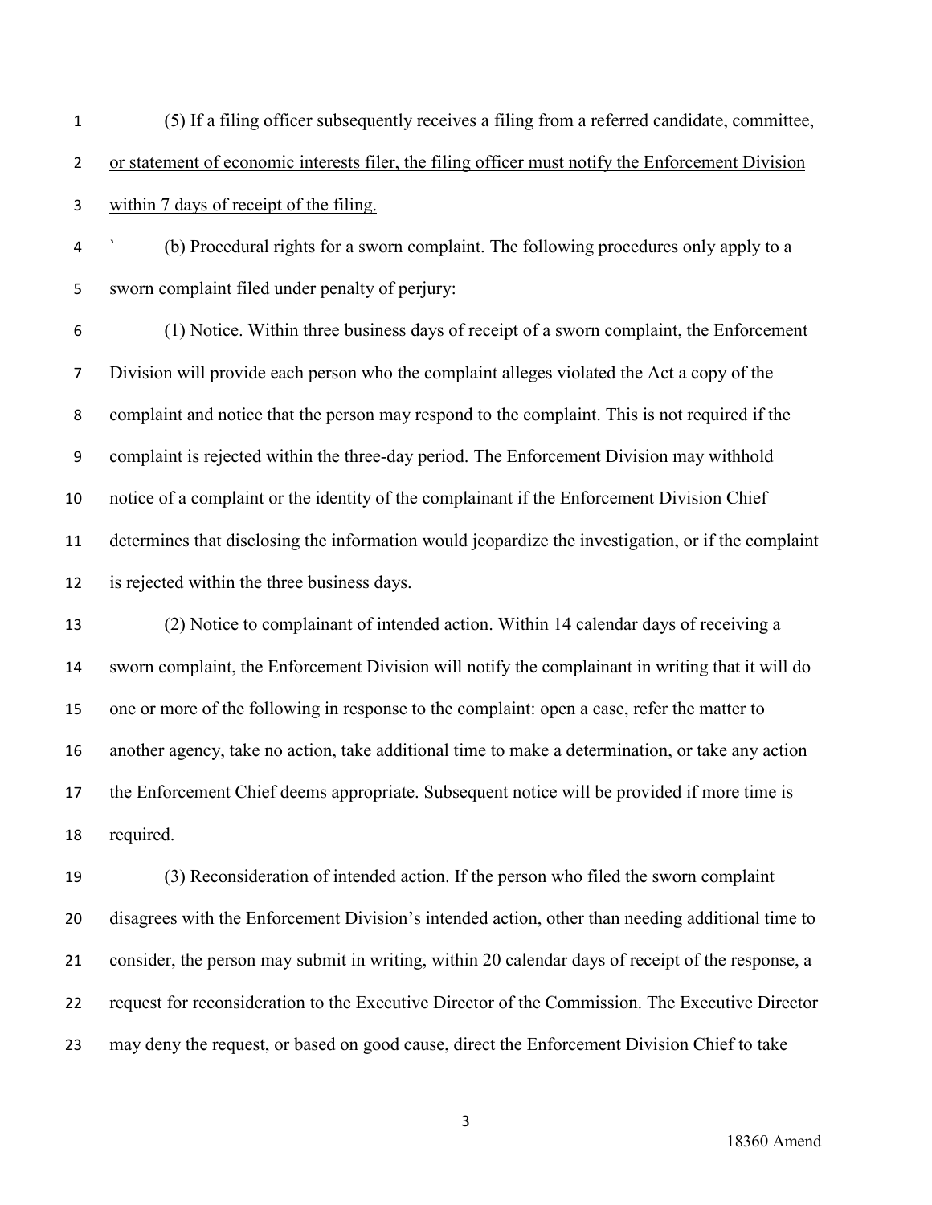<u>(5) If a filing officer subsequently receives a filing from a referred candidate, committee, or statement of economic interests filer, the filing officer must notify the Enforcement Division within 7 days of receipt of the filing.</u>

` (b) Procedural rights for a sworn complaint. The following procedures only apply to a sworn complaint filed under penalty of perjury:

(1) Notice. Within three business days of receipt of a sworn complaint, the Enforcement Division will provide each person who the complaint alleges violated the Act a copy of the complaint and notice that the person may respond to the complaint. This is not required if the complaint is rejected within the three-day period. The Enforcement Division may withhold notice of a complaint or the identity of the complainant if the Enforcement Division Chief determines that disclosing the information would jeopardize the investigation, or if the complaint is rejected within the three business days.

(2) Notice to complainant of intended action. Within 14 calendar days of receiving a sworn complaint, the Enforcement Division will notify the complainant in writing that it will do one or more of the following in response to the complaint: open a case, refer the matter to another agency, take no action, take additional time to make a determination, or take any action the Enforcement Chief deems appropriate. Subsequent notice will be provided if more time is required.

(3) Reconsideration of intended action. If the person who filed the sworn complaint disagrees with the Enforcement Division's intended action, other than needing additional time to consider, the person may submit in writing, within 20 calendar days of receipt of the response, a request for reconsideration to the Executive Director of the Commission. The Executive Director may deny the request, or based on good cause, direct the Enforcement Division Chief to take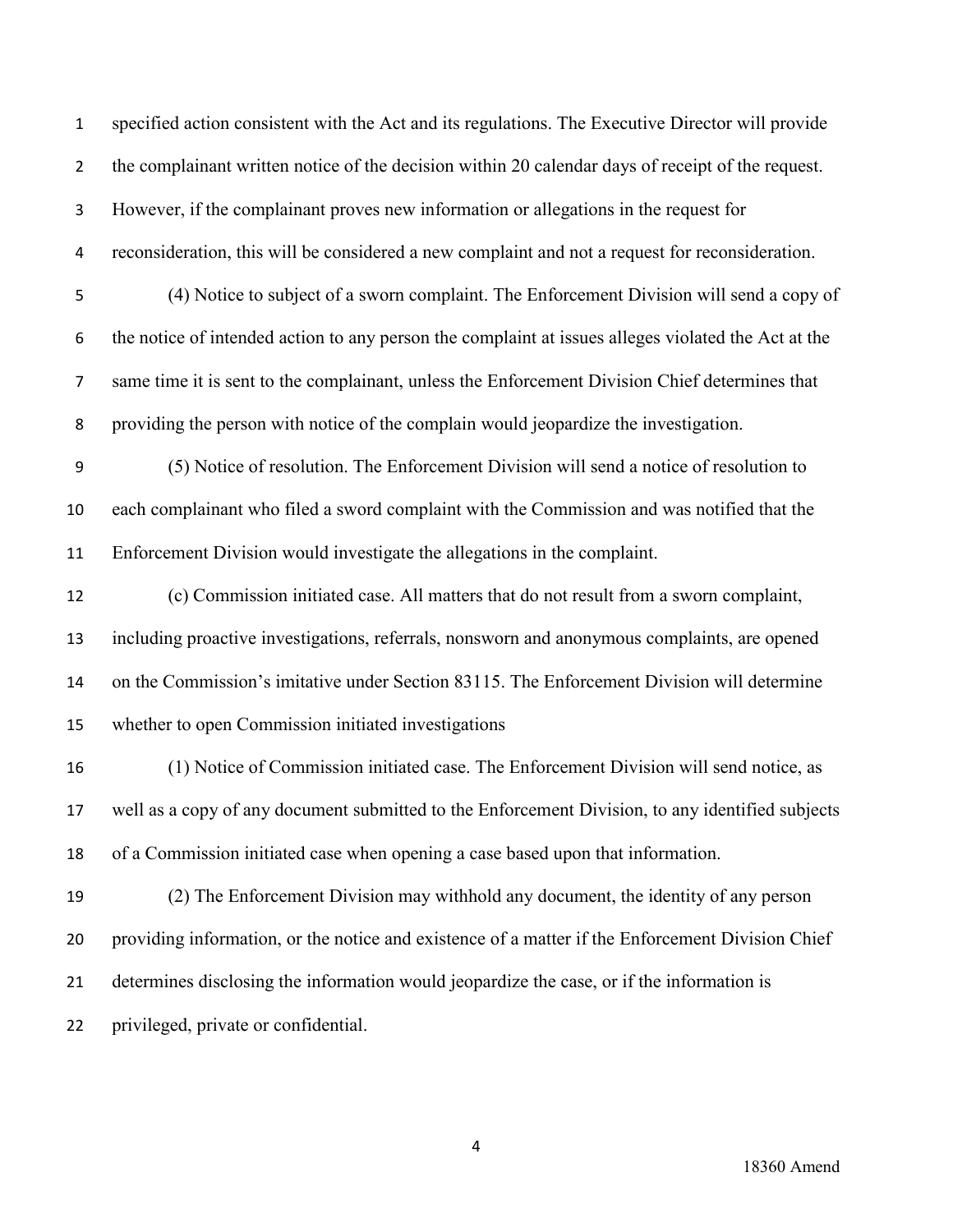specified action consistent with the Act and its regulations. The Executive Director will provide the complainant written notice of the decision within 20 calendar days of receipt of the request. However, if the complainant proves new information or allegations in the request for reconsideration, this will be considered a new complaint and not a request for reconsideration.

(4) Notice to subject of a sworn complaint. The Enforcement Division will send a copy of the notice of intended action to any person the complaint at issues alleges violated the Act at the same time it is sent to the complainant, unless the Enforcement Division Chief determines that providing the person with notice of the complain would jeopardize the investigation.

(5) Notice of resolution. The Enforcement Division will send a notice of resolution to each complainant who filed a sword complaint with the Commission and was notified that the Enforcement Division would investigate the allegations in the complaint.

(c) Commission initiated case. All matters that do not result from a sworn complaint, including proactive investigations, referrals, nonsworn and anonymous complaints, are opened on the Commission's imitative under Section 83115. The Enforcement Division will determine whether to open Commission initiated investigations

(1) Notice of Commission initiated case. The Enforcement Division will send notice, as well as a copy of any document submitted to the Enforcement Division, to any identified subjects of a Commission initiated case when opening a case based upon that information.

(2) The Enforcement Division may withhold any document, the identity of any person providing information, or the notice and existence of a matter if the Enforcement Division Chief determines disclosing the information would jeopardize the case, or if the information is privileged, private or confidential.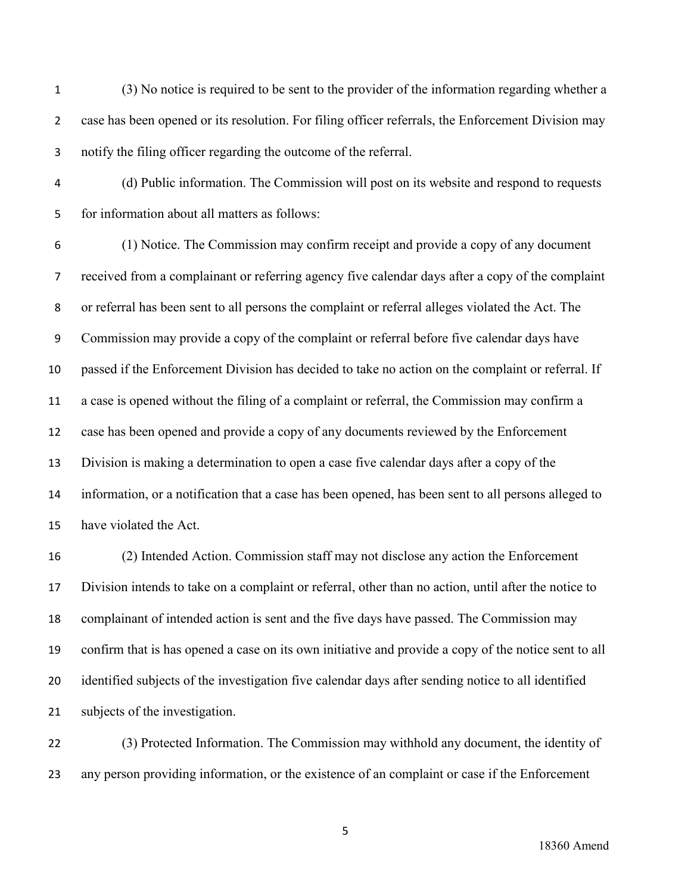(3) No notice is required to be sent to the provider of the information regarding whether a case has been opened or its resolution. For filing officer referrals, the Enforcement Division may notify the filing officer regarding the outcome of the referral.

(d) Public information. The Commission will post on its website and respond to requests for information about all matters as follows:

(1) Notice. The Commission may confirm receipt and provide a copy of any document received from a complainant or referring agency five calendar days after a copy of the complaint or referral has been sent to all persons the complaint or referral alleges violated the Act. The Commission may provide a copy of the complaint or referral before five calendar days have passed if the Enforcement Division has decided to take no action on the complaint or referral. If a case is opened without the filing of a complaint or referral, the Commission may confirm a case has been opened and provide a copy of any documents reviewed by the Enforcement Division is making a determination to open a case five calendar days after a copy of the information, or a notification that a case has been opened, has been sent to all persons alleged to have violated the Act.

(2) Intended Action. Commission staff may not disclose any action the Enforcement Division intends to take on a complaint or referral, other than no action, until after the notice to complainant of intended action is sent and the five days have passed. The Commission may confirm that is has opened a case on its own initiative and provide a copy of the notice sent to all identified subjects of the investigation five calendar days after sending notice to all identified subjects of the investigation.

(3) Protected Information. The Commission may withhold any document, the identity of any person providing information, or the existence of an complaint or case if the Enforcement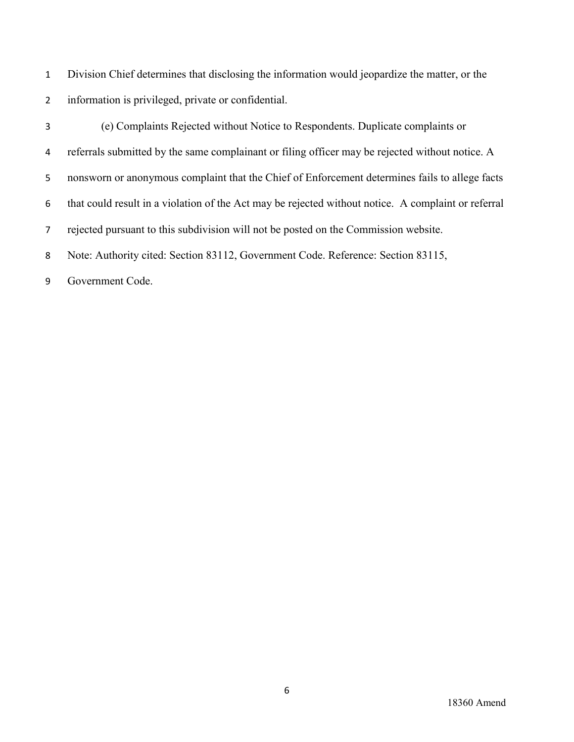Division Chief determines that disclosing the information would jeopardize the matter, or the information is privileged, private or confidential.

(e) Complaints Rejected without Notice to Respondents. Duplicate complaints or referrals submitted by the same complainant or filing officer may be rejected without notice. A nonsworn or anonymous complaint that the Chief of Enforcement determines fails to allege facts that could result in a violation of the Act may be rejected without notice. A complaint or referral rejected pursuant to this subdivision will not be posted on the Commission website.

Note: Authority cited: Section 83112, Government Code. Reference: Section 83115, Government Code.